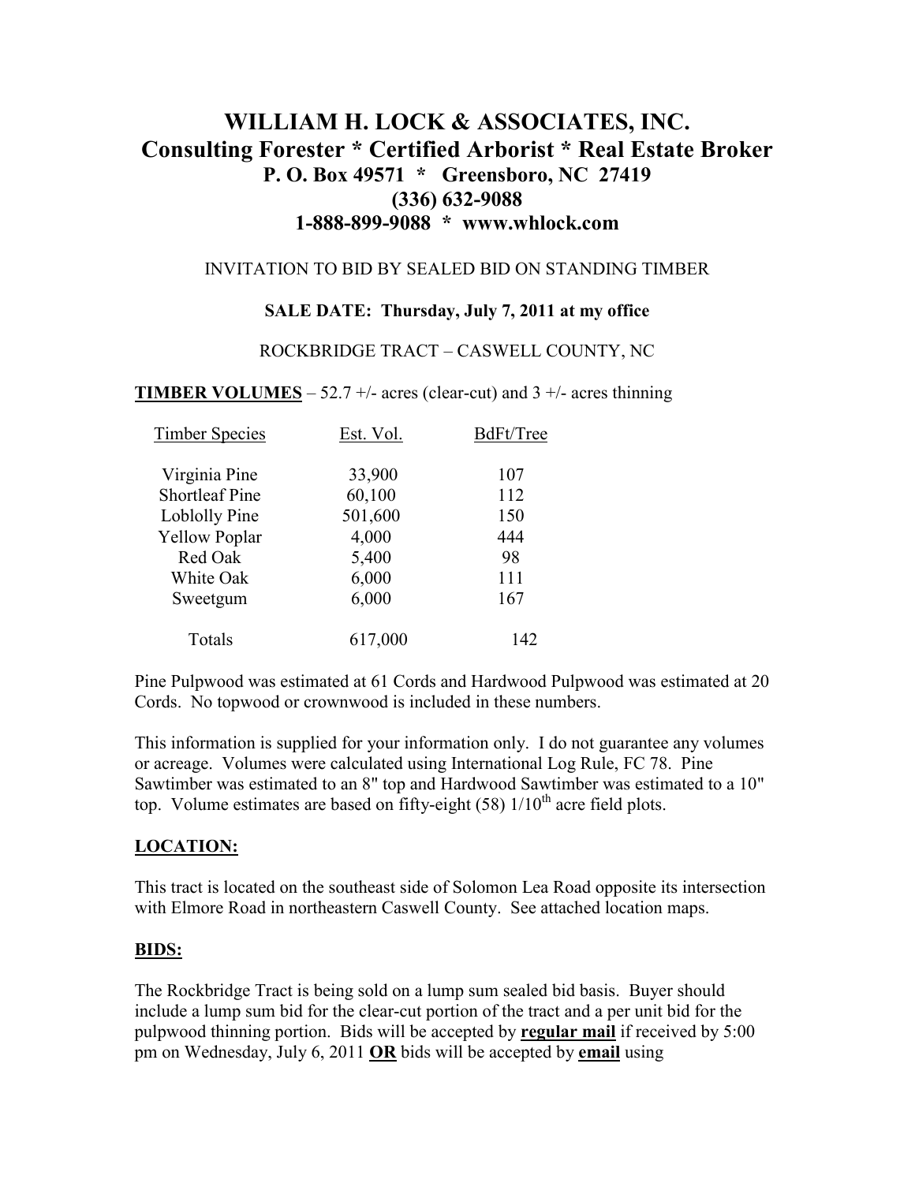# WILLIAM H. LOCK & ASSOCIATES, INC.

## Consulting Forester * Certified Arborist * Real Estate Broker

**P. O. Box 49571 * Greensboro, NC 27419**
**(336) 632-9088**
**1-888-899-9088 * www.whlock.com**

INVITATION TO BID BY SEALED BID ON STANDING TIMBER

**SALE DATE: Thursday, July 7, 2011 at my office**

ROCKBRIDGE TRACT – CASWELL COUNTY, NC

**TIMBER VOLUMES** – 52.7 +/- acres (clear-cut) and 3 +/- acres thinning

| Timber Species | Est. Vol. | BdFt/Tree |
|---|---|---|
| Virginia Pine | 33,900 | 107 |
| Shortleaf Pine | 60,100 | 112 |
| Loblolly Pine | 501,600 | 150 |
| Yellow Poplar | 4,000 | 444 |
| Red Oak | 5,400 | 98 |
| White Oak | 6,000 | 111 |
| Sweetgum | 6,000 | 167 |
| Totals | 617,000 | 142 |

Pine Pulpwood was estimated at 61 Cords and Hardwood Pulpwood was estimated at 20 Cords. No topwood or crownwood is included in these numbers.

This information is supplied for your information only. I do not guarantee any volumes or acreage. Volumes were calculated using International Log Rule, FC 78. Pine Sawtimber was estimated to an 8" top and Hardwood Sawtimber was estimated to a 10" top. Volume estimates are based on fifty-eight (58) 1/10th acre field plots.

## LOCATION:

This tract is located on the southeast side of Solomon Lea Road opposite its intersection with Elmore Road in northeastern Caswell County. See attached location maps.

## BIDS:

The Rockbridge Tract is being sold on a lump sum sealed bid basis. Buyer should include a lump sum bid for the clear-cut portion of the tract and a per unit bid for the pulpwood thinning portion. Bids will be accepted by **regular mail** if received by 5:00 pm on Wednesday, July 6, 2011 **OR** bids will be accepted by **email** using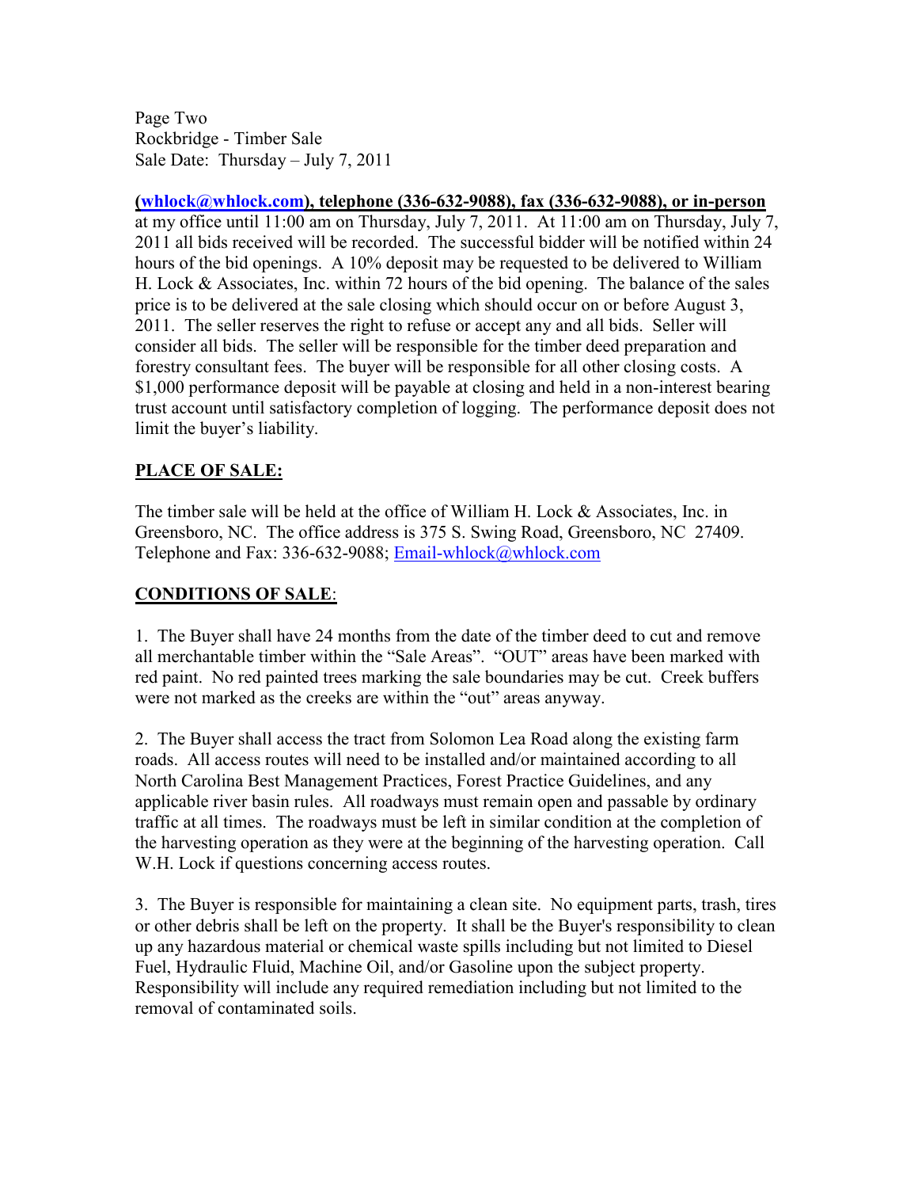Page Two
Rockbridge - Timber Sale
Sale Date: Thursday – July 7, 2011

**(whlock@whlock.com), telephone (336-632-9088), fax (336-632-9088), or in-person** at my office until 11:00 am on Thursday, July 7, 2011. At 11:00 am on Thursday, July 7, 2011 all bids received will be recorded. The successful bidder will be notified within 24 hours of the bid openings. A 10% deposit may be requested to be delivered to William H. Lock & Associates, Inc. within 72 hours of the bid opening. The balance of the sales price is to be delivered at the sale closing which should occur on or before August 3, 2011. The seller reserves the right to refuse or accept any and all bids. Seller will consider all bids. The seller will be responsible for the timber deed preparation and forestry consultant fees. The buyer will be responsible for all other closing costs. A $1,000 performance deposit will be payable at closing and held in a non-interest bearing trust account until satisfactory completion of logging. The performance deposit does not limit the buyer's liability.

## PLACE OF SALE:

The timber sale will be held at the office of William H. Lock & Associates, Inc. in Greensboro, NC. The office address is 375 S. Swing Road, Greensboro, NC 27409. Telephone and Fax: 336-632-9088; Email-whlock@whlock.com

## CONDITIONS OF SALE:

1. The Buyer shall have 24 months from the date of the timber deed to cut and remove all merchantable timber within the "Sale Areas". "OUT" areas have been marked with red paint. No red painted trees marking the sale boundaries may be cut. Creek buffers were not marked as the creeks are within the "out" areas anyway.

2. The Buyer shall access the tract from Solomon Lea Road along the existing farm roads. All access routes will need to be installed and/or maintained according to all North Carolina Best Management Practices, Forest Practice Guidelines, and any applicable river basin rules. All roadways must remain open and passable by ordinary traffic at all times. The roadways must be left in similar condition at the completion of the harvesting operation as they were at the beginning of the harvesting operation. Call W.H. Lock if questions concerning access routes.

3. The Buyer is responsible for maintaining a clean site. No equipment parts, trash, tires or other debris shall be left on the property. It shall be the Buyer's responsibility to clean up any hazardous material or chemical waste spills including but not limited to Diesel Fuel, Hydraulic Fluid, Machine Oil, and/or Gasoline upon the subject property. Responsibility will include any required remediation including but not limited to the removal of contaminated soils.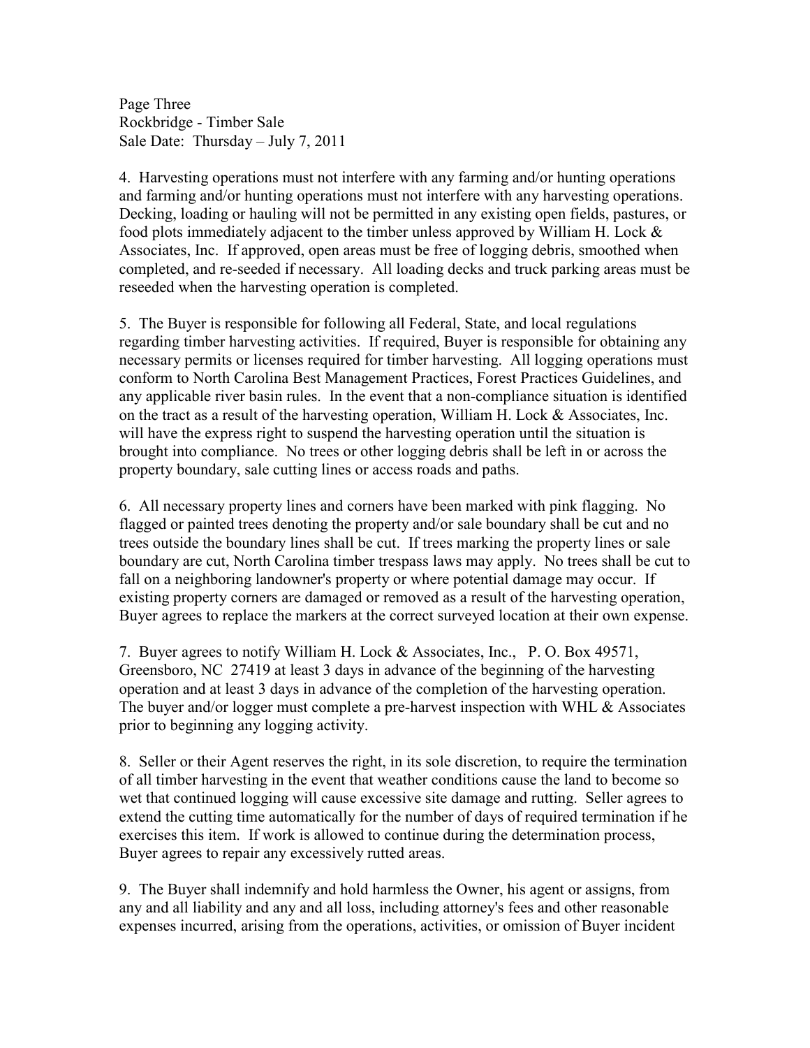4. Harvesting operations must not interfere with any farming and/or hunting operations and farming and/or hunting operations must not interfere with any harvesting operations. Decking, loading or hauling will not be permitted in any existing open fields, pastures, or food plots immediately adjacent to the timber unless approved by William H. Lock & Associates, Inc. If approved, open areas must be free of logging debris, smoothed when completed, and re-seeded if necessary. All loading decks and truck parking areas must be reseeded when the harvesting operation is completed.

5. The Buyer is responsible for following all Federal, State, and local regulations regarding timber harvesting activities. If required, Buyer is responsible for obtaining any necessary permits or licenses required for timber harvesting. All logging operations must conform to North Carolina Best Management Practices, Forest Practices Guidelines, and any applicable river basin rules. In the event that a non-compliance situation is identified on the tract as a result of the harvesting operation, William H. Lock & Associates, Inc. will have the express right to suspend the harvesting operation until the situation is brought into compliance. No trees or other logging debris shall be left in or across the property boundary, sale cutting lines or access roads and paths.

6. All necessary property lines and corners have been marked with pink flagging. No flagged or painted trees denoting the property and/or sale boundary shall be cut and no trees outside the boundary lines shall be cut. If trees marking the property lines or sale boundary are cut, North Carolina timber trespass laws may apply. No trees shall be cut to fall on a neighboring landowner's property or where potential damage may occur. If existing property corners are damaged or removed as a result of the harvesting operation, Buyer agrees to replace the markers at the correct surveyed location at their own expense.

7. Buyer agrees to notify William H. Lock & Associates, Inc., P. O. Box 49571, Greensboro, NC 27419 at least 3 days in advance of the beginning of the harvesting operation and at least 3 days in advance of the completion of the harvesting operation. The buyer and/or logger must complete a pre-harvest inspection with WHL & Associates prior to beginning any logging activity.

8. Seller or their Agent reserves the right, in its sole discretion, to require the termination of all timber harvesting in the event that weather conditions cause the land to become so wet that continued logging will cause excessive site damage and rutting. Seller agrees to extend the cutting time automatically for the number of days of required termination if he exercises this item. If work is allowed to continue during the determination process, Buyer agrees to repair any excessively rutted areas.

9. The Buyer shall indemnify and hold harmless the Owner, his agent or assigns, from any and all liability and any and all loss, including attorney's fees and other reasonable expenses incurred, arising from the operations, activities, or omission of Buyer incident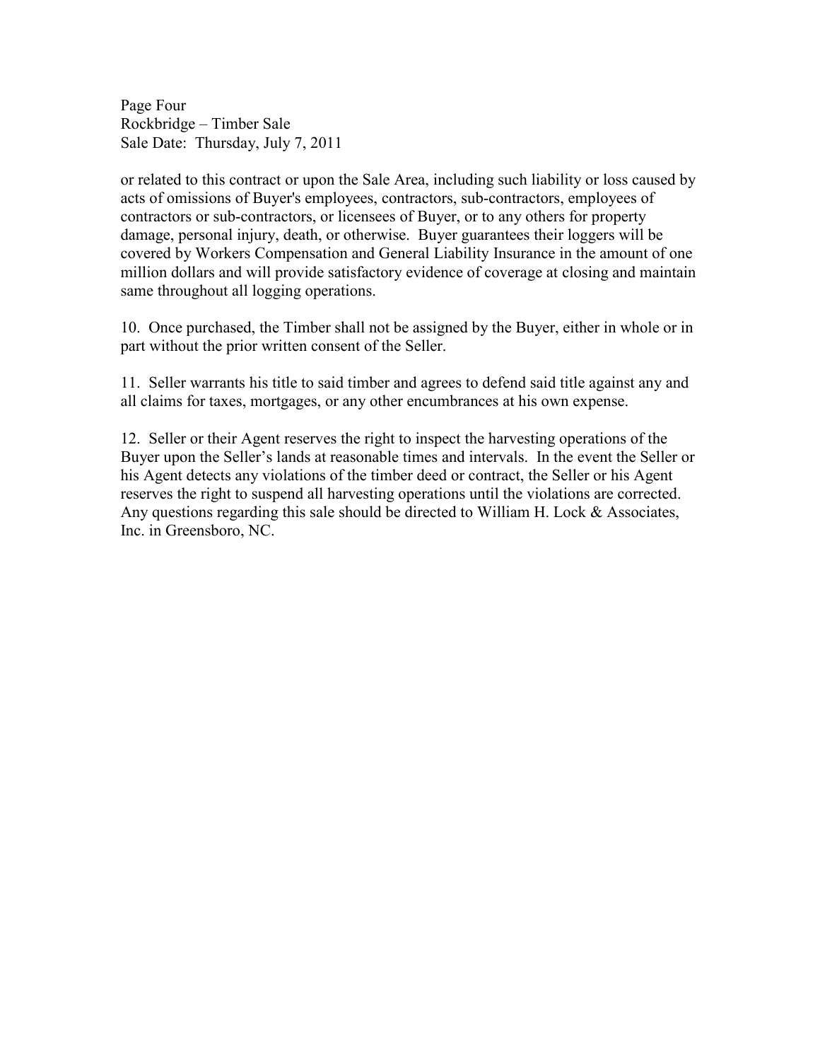or related to this contract or upon the Sale Area, including such liability or loss caused by acts of omissions of Buyer's employees, contractors, sub-contractors, employees of contractors or sub-contractors, or licensees of Buyer, or to any others for property damage, personal injury, death, or otherwise. Buyer guarantees their loggers will be covered by Workers Compensation and General Liability Insurance in the amount of one million dollars and will provide satisfactory evidence of coverage at closing and maintain same throughout all logging operations.

10. Once purchased, the Timber shall not be assigned by the Buyer, either in whole or in part without the prior written consent of the Seller.

11. Seller warrants his title to said timber and agrees to defend said title against any and all claims for taxes, mortgages, or any other encumbrances at his own expense.

12. Seller or their Agent reserves the right to inspect the harvesting operations of the Buyer upon the Seller's lands at reasonable times and intervals. In the event the Seller or his Agent detects any violations of the timber deed or contract, the Seller or his Agent reserves the right to suspend all harvesting operations until the violations are corrected. Any questions regarding this sale should be directed to William H. Lock & Associates, Inc. in Greensboro, NC.